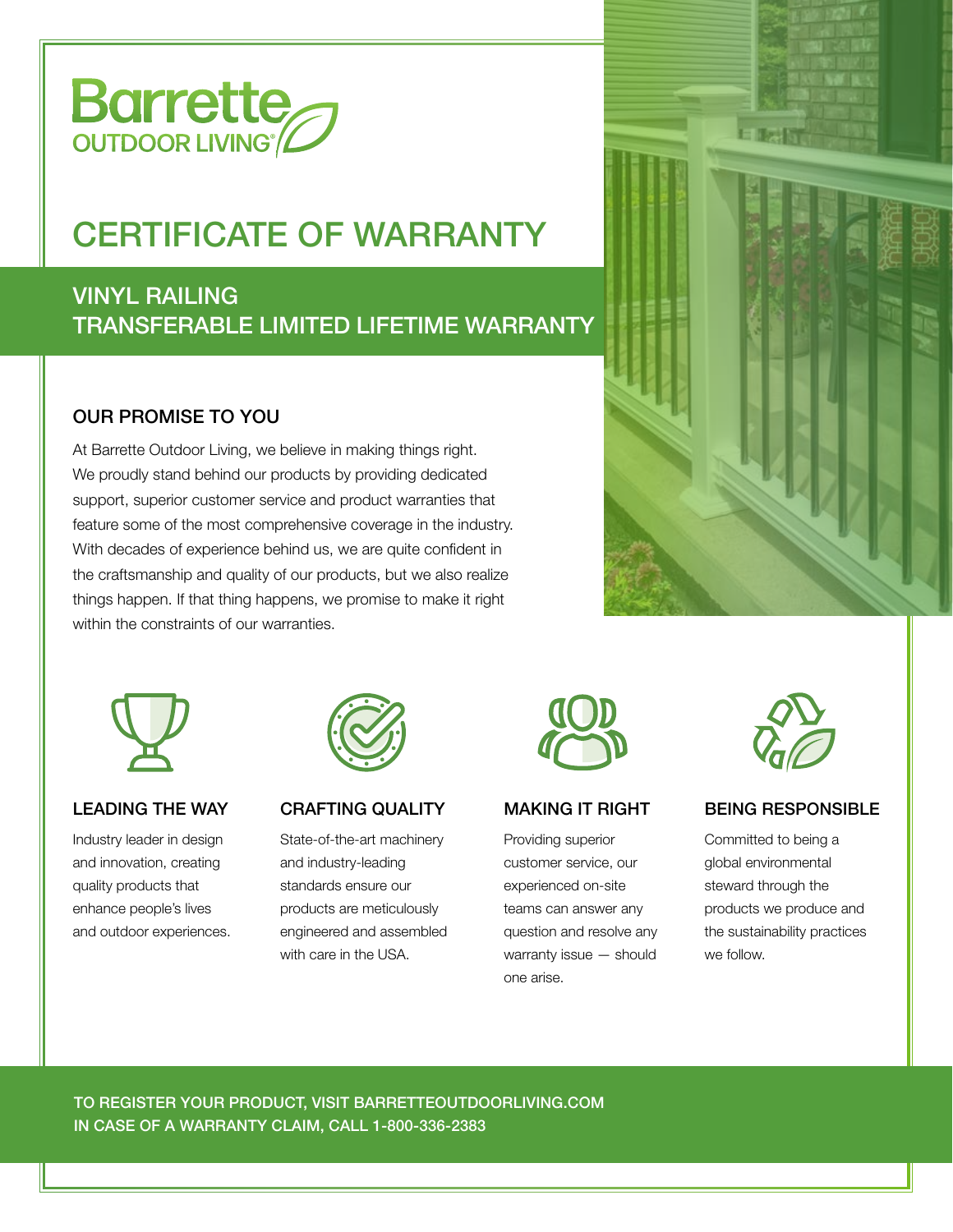Barrette OUTDOOR LIVING®

# CERTIFICATE OF WARRANTY

## VINYL RAILING
## TRANSFERABLE LIMITED LIFETIME WARRANTY

### OUR PROMISE TO YOU

At Barrette Outdoor Living, we believe in making things right. We proudly stand behind our products by providing dedicated support, superior customer service and product warranties that feature some of the most comprehensive coverage in the industry. With decades of experience behind us, we are quite confident in the craftsmanship and quality of our products, but we also realize things happen. If that thing happens, we promise to make it right within the constraints of our warranties.

### LEADING THE WAY

Industry leader in design and innovation, creating quality products that enhance people's lives and outdoor experiences.

### CRAFTING QUALITY

State-of-the-art machinery and industry-leading standards ensure our products are meticulously engineered and assembled with care in the USA.

### MAKING IT RIGHT

Providing superior customer service, our experienced on-site teams can answer any question and resolve any warranty issue — should one arise.

### BEING RESPONSIBLE

Committed to being a global environmental steward through the products we produce and the sustainability practices we follow.

TO REGISTER YOUR PRODUCT, VISIT BARRETTEOUTDOORLIVING.COM
IN CASE OF A WARRANTY CLAIM, CALL 1-800-336-2383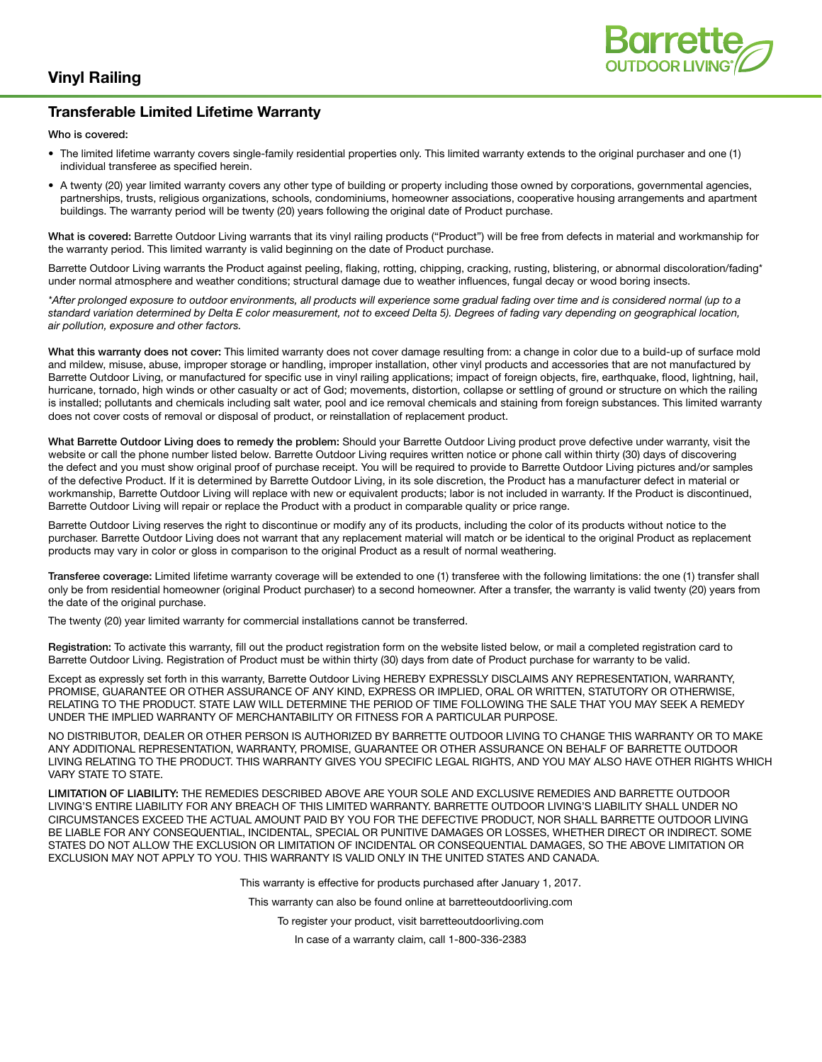# Vinyl Railing

## Transferable Limited Lifetime Warranty

**Who is covered:**

- The limited lifetime warranty covers single-family residential properties only. This limited warranty extends to the original purchaser and one (1) individual transferee as specified herein.
- A twenty (20) year limited warranty covers any other type of building or property including those owned by corporations, governmental agencies, partnerships, trusts, religious organizations, schools, condominiums, homeowner associations, cooperative housing arrangements and apartment buildings. The warranty period will be twenty (20) years following the original date of Product purchase.

**What is covered:** Barrette Outdoor Living warrants that its vinyl railing products ("Product") will be free from defects in material and workmanship for the warranty period. This limited warranty is valid beginning on the date of Product purchase.

Barrette Outdoor Living warrants the Product against peeling, flaking, rotting, chipping, cracking, rusting, blistering, or abnormal discoloration/fading* under normal atmosphere and weather conditions; structural damage due to weather influences, fungal decay or wood boring insects.

*\*After prolonged exposure to outdoor environments, all products will experience some gradual fading over time and is considered normal (up to a standard variation determined by Delta E color measurement, not to exceed Delta 5). Degrees of fading vary depending on geographical location, air pollution, exposure and other factors.*

**What this warranty does not cover:** This limited warranty does not cover damage resulting from: a change in color due to a build-up of surface mold and mildew, misuse, abuse, improper storage or handling, improper installation, other vinyl products and accessories that are not manufactured by Barrette Outdoor Living, or manufactured for specific use in vinyl railing applications; impact of foreign objects, fire, earthquake, flood, lightning, hail, hurricane, tornado, high winds or other casualty or act of God; movements, distortion, collapse or settling of ground or structure on which the railing is installed; pollutants and chemicals including salt water, pool and ice removal chemicals and staining from foreign substances. This limited warranty does not cover costs of removal or disposal of product, or reinstallation of replacement product.

**What Barrette Outdoor Living does to remedy the problem:** Should your Barrette Outdoor Living product prove defective under warranty, visit the website or call the phone number listed below. Barrette Outdoor Living requires written notice or phone call within thirty (30) days of discovering the defect and you must show original proof of purchase receipt. You will be required to provide to Barrette Outdoor Living pictures and/or samples of the defective Product. If it is determined by Barrette Outdoor Living, in its sole discretion, the Product has a manufacturer defect in material or workmanship, Barrette Outdoor Living will replace with new or equivalent products; labor is not included in warranty. If the Product is discontinued, Barrette Outdoor Living will repair or replace the Product with a product in comparable quality or price range.

Barrette Outdoor Living reserves the right to discontinue or modify any of its products, including the color of its products without notice to the purchaser. Barrette Outdoor Living does not warrant that any replacement material will match or be identical to the original Product as replacement products may vary in color or gloss in comparison to the original Product as a result of normal weathering.

**Transferee coverage:** Limited lifetime warranty coverage will be extended to one (1) transferee with the following limitations: the one (1) transfer shall only be from residential homeowner (original Product purchaser) to a second homeowner. After a transfer, the warranty is valid twenty (20) years from the date of the original purchase.

The twenty (20) year limited warranty for commercial installations cannot be transferred.

**Registration:** To activate this warranty, fill out the product registration form on the website listed below, or mail a completed registration card to Barrette Outdoor Living. Registration of Product must be within thirty (30) days from date of Product purchase for warranty to be valid.

Except as expressly set forth in this warranty, Barrette Outdoor Living HEREBY EXPRESSLY DISCLAIMS ANY REPRESENTATION, WARRANTY, PROMISE, GUARANTEE OR OTHER ASSURANCE OF ANY KIND, EXPRESS OR IMPLIED, ORAL OR WRITTEN, STATUTORY OR OTHERWISE, RELATING TO THE PRODUCT. STATE LAW WILL DETERMINE THE PERIOD OF TIME FOLLOWING THE SALE THAT YOU MAY SEEK A REMEDY UNDER THE IMPLIED WARRANTY OF MERCHANTABILITY OR FITNESS FOR A PARTICULAR PURPOSE.

NO DISTRIBUTOR, DEALER OR OTHER PERSON IS AUTHORIZED BY BARRETTE OUTDOOR LIVING TO CHANGE THIS WARRANTY OR TO MAKE ANY ADDITIONAL REPRESENTATION, WARRANTY, PROMISE, GUARANTEE OR OTHER ASSURANCE ON BEHALF OF BARRETTE OUTDOOR LIVING RELATING TO THE PRODUCT. THIS WARRANTY GIVES YOU SPECIFIC LEGAL RIGHTS, AND YOU MAY ALSO HAVE OTHER RIGHTS WHICH VARY STATE TO STATE.

**LIMITATION OF LIABILITY:** THE REMEDIES DESCRIBED ABOVE ARE YOUR SOLE AND EXCLUSIVE REMEDIES AND BARRETTE OUTDOOR LIVING'S ENTIRE LIABILITY FOR ANY BREACH OF THIS LIMITED WARRANTY. BARRETTE OUTDOOR LIVING'S LIABILITY SHALL UNDER NO CIRCUMSTANCES EXCEED THE ACTUAL AMOUNT PAID BY YOU FOR THE DEFECTIVE PRODUCT, NOR SHALL BARRETTE OUTDOOR LIVING BE LIABLE FOR ANY CONSEQUENTIAL, INCIDENTAL, SPECIAL OR PUNITIVE DAMAGES OR LOSSES, WHETHER DIRECT OR INDIRECT. SOME STATES DO NOT ALLOW THE EXCLUSION OR LIMITATION OF INCIDENTAL OR CONSEQUENTIAL DAMAGES, SO THE ABOVE LIMITATION OR EXCLUSION MAY NOT APPLY TO YOU. THIS WARRANTY IS VALID ONLY IN THE UNITED STATES AND CANADA.

This warranty is effective for products purchased after January 1, 2017.

This warranty can also be found online at barretteoutdoorliving.com

To register your product, visit barretteoutdoorliving.com

In case of a warranty claim, call 1-800-336-2383